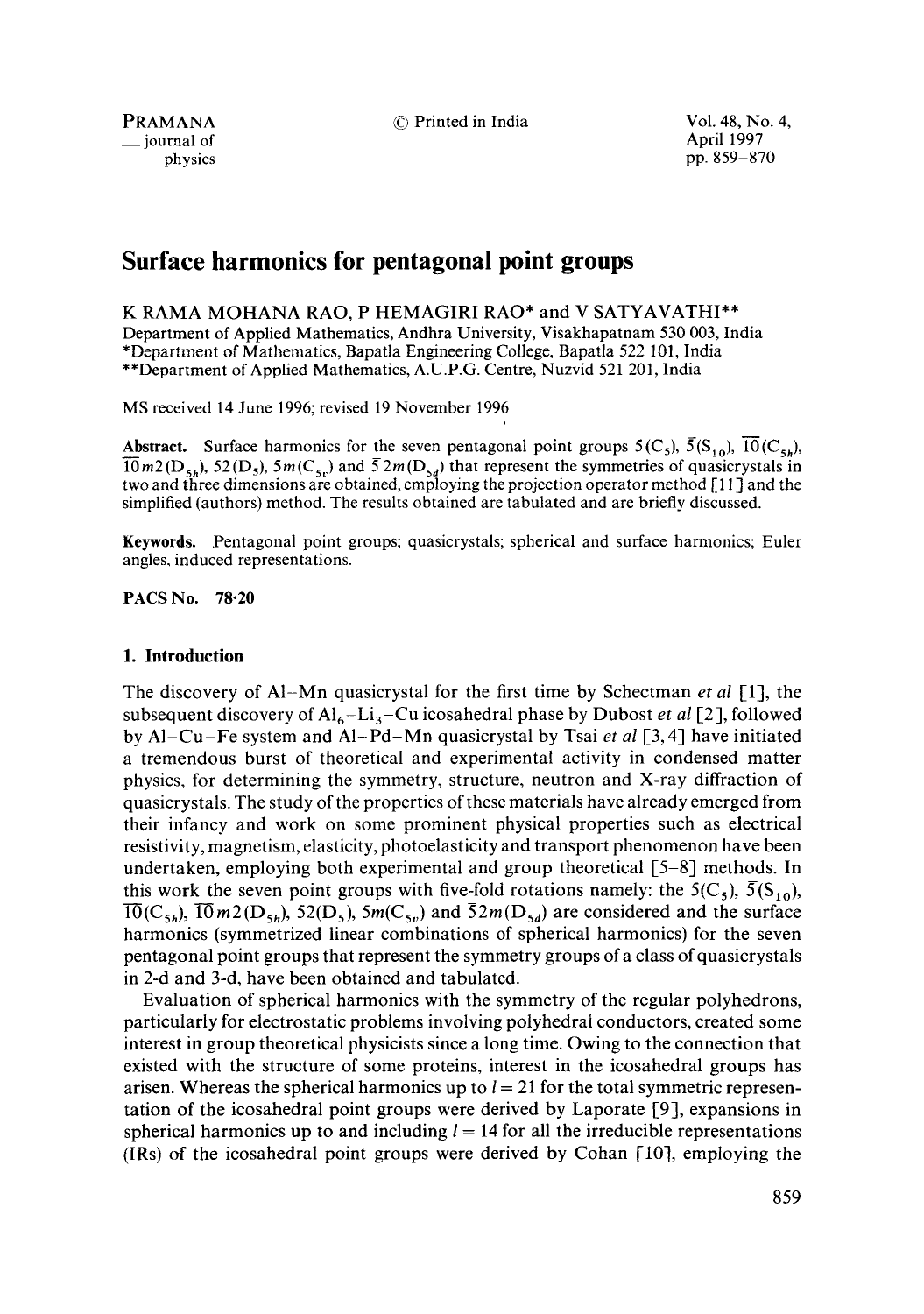# Surface harmonics for pentagonal point groups

K RAMA MOHANA RAO, P HEMAGIRI RAO* and V SATYAVATHI**

Department of Applied Mathematics, Andhra University, Visakhapatnam 530 003, India
*Department of Mathematics, Bapatla Engineering College, Bapatla 522 101, India
**Department of Applied Mathematics, A.U.P.G. Centre, Nuzvid 521 201, India

MS received 14 June 1996; revised 19 November 1996

**Abstract.** Surface harmonics for the seven pentagonal point groups $5(C_5)$, $\bar{5}(S_{10})$, $\overline{10}(C_{5h})$, $\overline{10}m2(D_{5h})$, $52(D_5)$, $5m(C_{5v})$ and $\bar{5}2m(D_{5d})$ that represent the symmetries of quasicrystals in two and three dimensions are obtained, employing the projection operator method [11] and the simplified (authors) method. The results obtained are tabulated and are briefly discussed.

**Keywords.** Pentagonal point groups; quasicrystals; spherical and surface harmonics; Euler angles, induced representations.

**PACS No. 78·20**

## 1. Introduction

The discovery of Al–Mn quasicrystal for the first time by Schectman *et al* [1], the subsequent discovery of $Al_6$–$Li_3$–Cu icosahedral phase by Dubost *et al* [2], followed by Al–Cu–Fe system and Al–Pd–Mn quasicrystal by Tsai *et al* [3, 4] have initiated a tremendous burst of theoretical and experimental activity in condensed matter physics, for determining the symmetry, structure, neutron and X-ray diffraction of quasicrystals. The study of the properties of these materials have already emerged from their infancy and work on some prominent physical properties such as electrical resistivity, magnetism, elasticity, photoelasticity and transport phenomenon have been undertaken, employing both experimental and group theoretical [5–8] methods. In this work the seven point groups with five-fold rotations namely: the $5(C_5)$, $\bar{5}(S_{10})$, $\overline{10}(C_{5h})$, $\overline{10}m2(D_{5h})$, $52(D_5)$, $5m(C_{5v})$ and $\bar{5}2m(D_{5d})$ are considered and the surface harmonics (symmetrized linear combinations of spherical harmonics) for the seven pentagonal point groups that represent the symmetry groups of a class of quasicrystals in 2-d and 3-d, have been obtained and tabulated.

Evaluation of spherical harmonics with the symmetry of the regular polyhedrons, particularly for electrostatic problems involving polyhedral conductors, created some interest in group theoretical physicists since a long time. Owing to the connection that existed with the structure of some proteins, interest in the icosahedral groups has arisen. Whereas the spherical harmonics up to $l = 21$ for the total symmetric representation of the icosahedral point groups were derived by Laporate [9], expansions in spherical harmonics up to and including $l = 14$ for all the irreducible representations (IRs) of the icosahedral point groups were derived by Cohan [10], employing the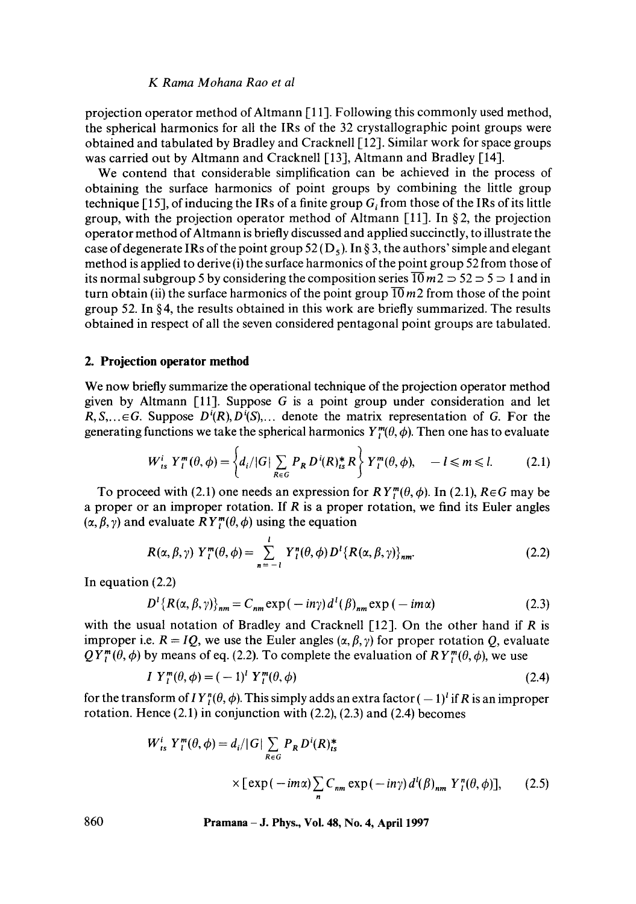projection operator method of Altmann [11]. Following this commonly used method, the spherical harmonics for all the IRs of the 32 crystallographic point groups were obtained and tabulated by Bradley and Cracknell [12]. Similar work for space groups was carried out by Altmann and Cracknell [13], Altmann and Bradley [14].

We contend that considerable simplification can be achieved in the process of obtaining the surface harmonics of point groups by combining the little group technique [15], of inducing the IRs of a finite group $G_i$ from those of the IRs of its little group, with the projection operator method of Altmann [11]. In § 2, the projection operator method of Altmann is briefly discussed and applied succinctly, to illustrate the case of degenerate IRs of the point group 52 ($D_5$). In § 3, the authors' simple and elegant method is applied to derive (i) the surface harmonics of the point group 52 from those of its normal subgroup 5 by considering the composition series $\overline{10}m2 \supset 52 \supset 5 \supset 1$ and in turn obtain (ii) the surface harmonics of the point group $\overline{10}m2$ from those of the point group 52. In § 4, the results obtained in this work are briefly summarized. The results obtained in respect of all the seven considered pentagonal point groups are tabulated.

## 2. Projection operator method

We now briefly summarize the operational technique of the projection operator method given by Altmann [11]. Suppose $G$ is a point group under consideration and let $R, S, \ldots \in G$. Suppose $D^i(R), D^i(S), \ldots$ denote the matrix representation of $G$. For the generating functions we take the spherical harmonics $Y_l^m(\theta, \phi)$. Then one has to evaluate

$$W_{ts}^i \, Y_l^m(\theta, \phi) = \left\{ d_i/|G| \sum_{R \in G} P_R \, D^i(R)_{ts}^* R \right\} Y_l^m(\theta, \phi), \quad -l \leqslant m \leqslant l. \tag{2.1}$$

To proceed with (2.1) one needs an expression for $R Y_l^m(\theta, \phi)$. In (2.1), $R \in G$ may be a proper or an improper rotation. If $R$ is a proper rotation, we find its Euler angles $(\alpha, \beta, \gamma)$ and evaluate $R Y_l^m(\theta, \phi)$ using the equation

$$R(\alpha, \beta, \gamma) \, Y_l^m(\theta, \phi) = \sum_{n=-l}^{l} Y_l^n(\theta, \phi) \, D^l\{R(\alpha, \beta, \gamma)\}_{nm}. \tag{2.2}$$

In equation (2.2)

$$D^l\{R(\alpha, \beta, \gamma)\}_{nm} = C_{nm} \exp(-in\gamma) \, d^l(\beta)_{nm} \exp(-im\alpha) \tag{2.3}$$

with the usual notation of Bradley and Cracknell [12]. On the other hand if $R$ is improper i.e. $R = IQ$, we use the Euler angles $(\alpha, \beta, \gamma)$ for proper rotation $Q$, evaluate $Q Y_l^m(\theta, \phi)$ by means of eq. (2.2). To complete the evaluation of $R Y_l^m(\theta, \phi)$, we use

$$I \, Y_l^m(\theta, \phi) = (-1)^l \, Y_l^m(\theta, \phi) \tag{2.4}$$

for the transform of $I Y_l^n(\theta, \phi)$. This simply adds an extra factor $(-1)^l$ if $R$ is an improper rotation. Hence (2.1) in conjunction with (2.2), (2.3) and (2.4) becomes

$$W_{ts}^i \, Y_l^m(\theta, \phi) = d_i/|G| \sum_{R \in G} P_R \, D^i(R)_{ts}^* \times [\exp(-im\alpha) \sum_n C_{nm} \exp(-in\gamma) \, d^l(\beta)_{nm} \, Y_l^n(\theta, \phi)], \tag{2.5}$$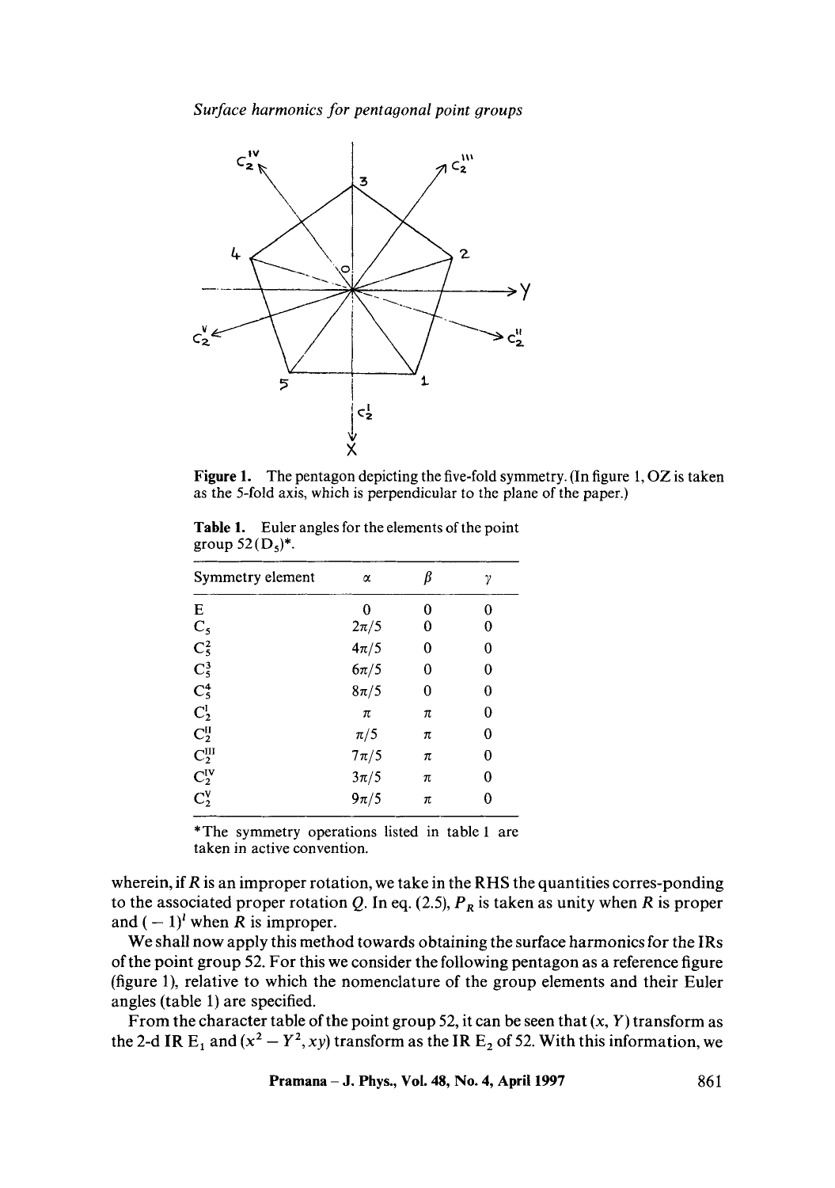**Figure 1.** The pentagon depicting the five-fold symmetry. (In figure 1, OZ is taken as the 5-fold axis, which is perpendicular to the plane of the paper.)

**Table 1.** Euler angles for the elements of the point group $52(D_5)$*.

| Symmetry element | $\alpha$ | $\beta$ | $\gamma$ |
|---|---|---|---|
| E | 0 | 0 | 0 |
| $C_5$ | $2\pi/5$ | 0 | 0 |
| $C_5^2$ | $4\pi/5$ | 0 | 0 |
| $C_5^3$ | $6\pi/5$ | 0 | 0 |
| $C_5^4$ | $8\pi/5$ | 0 | 0 |
| $C_2^{\mathrm{I}}$ | $\pi$ | $\pi$ | 0 |
| $C_2^{\mathrm{II}}$ | $\pi/5$ | $\pi$ | 0 |
| $C_2^{\mathrm{III}}$ | $7\pi/5$ | $\pi$ | 0 |
| $C_2^{\mathrm{IV}}$ | $3\pi/5$ | $\pi$ | 0 |
| $C_2^{\mathrm{V}}$ | $9\pi/5$ | $\pi$ | 0 |

*The symmetry operations listed in table 1 are taken in active convention.

wherein, if $R$ is an improper rotation, we take in the RHS the quantities corres-ponding to the associated proper rotation $Q$. In eq. (2.5), $P_R$ is taken as unity when $R$ is proper and $(-1)^l$ when $R$ is improper.

We shall now apply this method towards obtaining the surface harmonics for the IRs of the point group 52. For this we consider the following pentagon as a reference figure (figure 1), relative to which the nomenclature of the group elements and their Euler angles (table 1) are specified.

From the character table of the point group 52, it can be seen that $(x, Y)$ transform as the 2-d IR $E_1$ and $(x^2 - Y^2, xy)$ transform as the IR $E_2$ of 52. With this information, we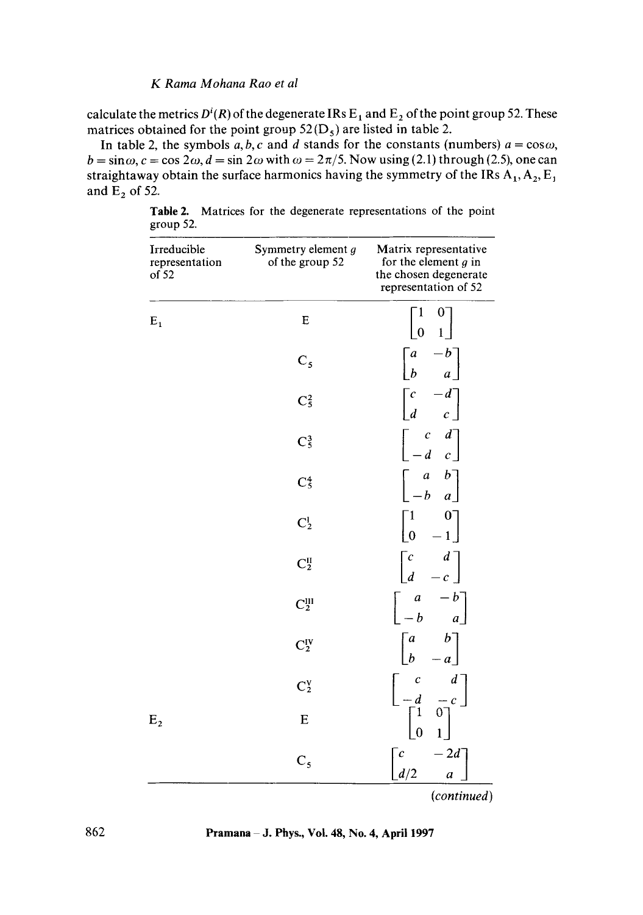calculate the metrics $D^i(R)$ of the degenerate IRs $E_1$ and $E_2$ of the point group 52. These matrices obtained for the point group $52(D_5)$ are listed in table 2.

In table 2, the symbols $a, b, c$ and $d$ stands for the constants (numbers) $a = \cos\omega$, $b = \sin\omega$, $c = \cos 2\omega$, $d = \sin 2\omega$ with $\omega = 2\pi/5$. Now using (2.1) through (2.5), one can straightaway obtain the surface harmonics having the symmetry of the IRs $A_1$, $A_2$, $E_1$ and $E_2$ of 52.

**Table 2.** Matrices for the degenerate representations of the point group 52.

| Irreducible representation of 52 | Symmetry element $g$ of the group 52 | Matrix representative for the element $g$ in the chosen degenerate representation of 52 |
|---|---|---|
| $E_1$ | E | $\begin{bmatrix} 1 & 0 \\ 0 & 1 \end{bmatrix}$ |
| | $C_5$ | $\begin{bmatrix} a & -b \\ b & a \end{bmatrix}$ |
| | $C_5^2$ | $\begin{bmatrix} c & -d \\ d & c \end{bmatrix}$ |
| | $C_5^3$ | $\begin{bmatrix} c & d \\ -d & c \end{bmatrix}$ |
| | $C_5^4$ | $\begin{bmatrix} a & b \\ -b & a \end{bmatrix}$ |
| | $C_2^{\mathrm{I}}$ | $\begin{bmatrix} 1 & 0 \\ 0 & -1 \end{bmatrix}$ |
| | $C_2^{\mathrm{II}}$ | $\begin{bmatrix} c & d \\ d & -c \end{bmatrix}$ |
| | $C_2^{\mathrm{III}}$ | $\begin{bmatrix} a & -b \\ -b & a \end{bmatrix}$ |
| | $C_2^{\mathrm{IV}}$ | $\begin{bmatrix} a & b \\ b & -a \end{bmatrix}$ |
| | $C_2^{\mathrm{V}}$ | $\begin{bmatrix} c & d \\ -d & -c \end{bmatrix}$ |
| $E_2$ | E | $\begin{bmatrix} 1 & 0 \\ 0 & 1 \end{bmatrix}$ |
| | $C_5$ | $\begin{bmatrix} c & -2d \\ d/2 & a \end{bmatrix}$ |

(*continued*)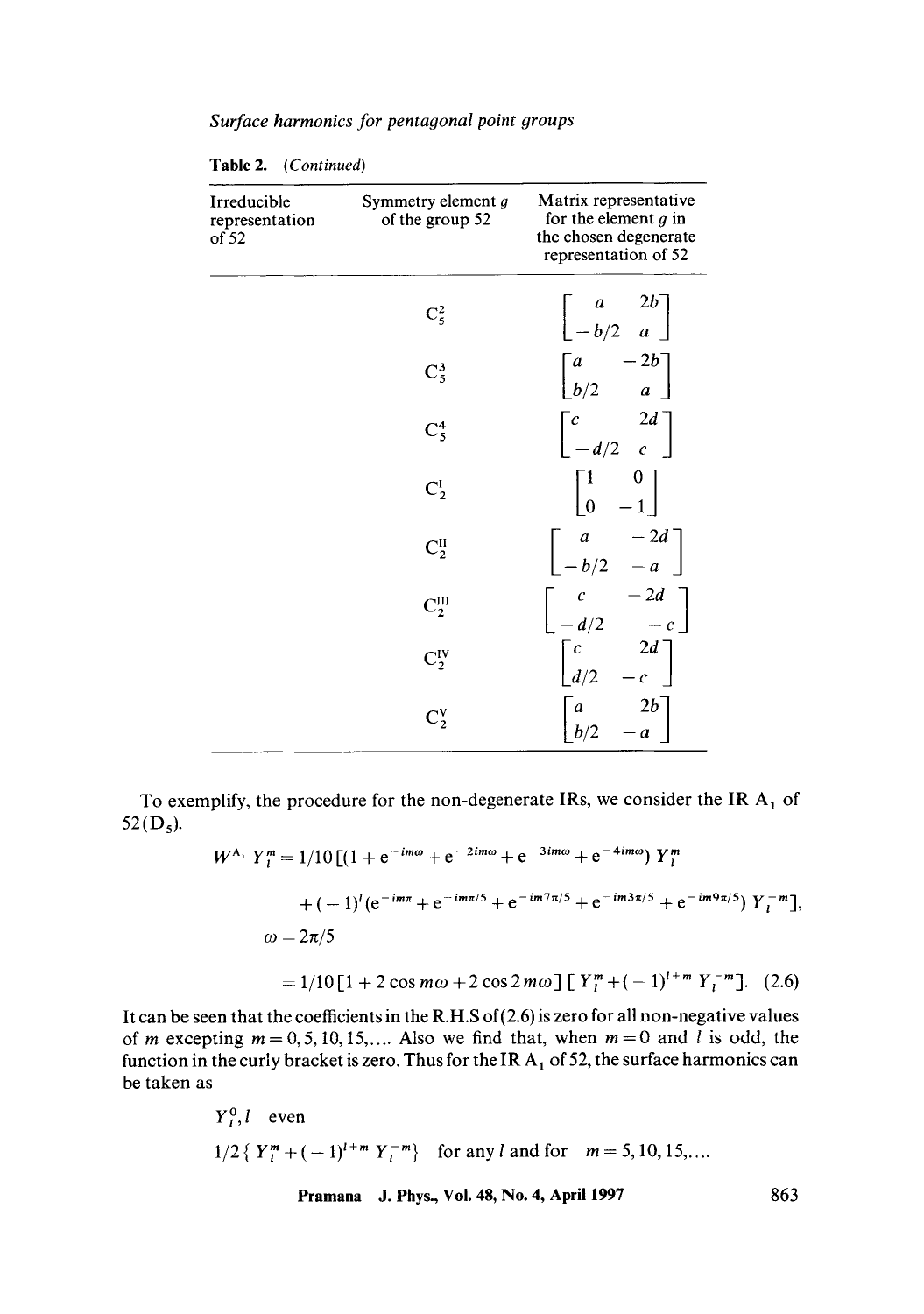**Table 2.** *(Continued)*

| Irreducible representation of 52 | Symmetry element $g$ of the group 52 | Matrix representative for the element $g$ in the chosen degenerate representation of 52 |
|---|---|---|
| | $C_5^2$ | $\begin{bmatrix} a & 2b \\ -b/2 & a \end{bmatrix}$ |
| | $C_5^3$ | $\begin{bmatrix} a & -2b \\ b/2 & a \end{bmatrix}$ |
| | $C_5^4$ | $\begin{bmatrix} c & 2d \\ -d/2 & c \end{bmatrix}$ |
| | $C_2^{I}$ | $\begin{bmatrix} 1 & 0 \\ 0 & -1 \end{bmatrix}$ |
| | $C_2^{II}$ | $\begin{bmatrix} a & -2d \\ -b/2 & -a \end{bmatrix}$ |
| | $C_2^{III}$ | $\begin{bmatrix} c & -2d \\ -d/2 & -c \end{bmatrix}$ |
| | $C_2^{IV}$ | $\begin{bmatrix} c & 2d \\ d/2 & -c \end{bmatrix}$ |
| | $C_2^{V}$ | $\begin{bmatrix} a & 2b \\ b/2 & -a \end{bmatrix}$ |

To exemplify, the procedure for the non-degenerate IRs, we consider the IR $A_1$ of $52(D_5)$.

$$W^{A_1}\, Y_l^m = 1/10\,[(1 + e^{-im\omega} + e^{-2im\omega} + e^{-3im\omega} + e^{-4im\omega})\, Y_l^m$$

$$+ (-1)^l (e^{-im\pi} + e^{-im\pi/5} + e^{-im7\pi/5} + e^{-im3\pi/5} + e^{-im9\pi/5})\, Y_l^{-m}],$$

$$\omega = 2\pi/5$$

$$= 1/10\,[1 + 2\cos m\omega + 2\cos 2m\omega]\,[\,Y_l^m + (-1)^{l+m}\, Y_l^{-m}]. \quad (2.6)$$

It can be seen that the coefficients in the R.H.S of (2.6) is zero for all non-negative values of $m$ excepting $m = 0, 5, 10, 15, \ldots$. Also we find that, when $m = 0$ and $l$ is odd, the function in the curly bracket is zero. Thus for the IR $A_1$ of 52, the surface harmonics can be taken as

$Y_l^0, l$ even

$1/2\{\,Y_l^m + (-1)^{l+m}\, Y_l^{-m}\}$ for any $l$ and for $m = 5, 10, 15, \ldots$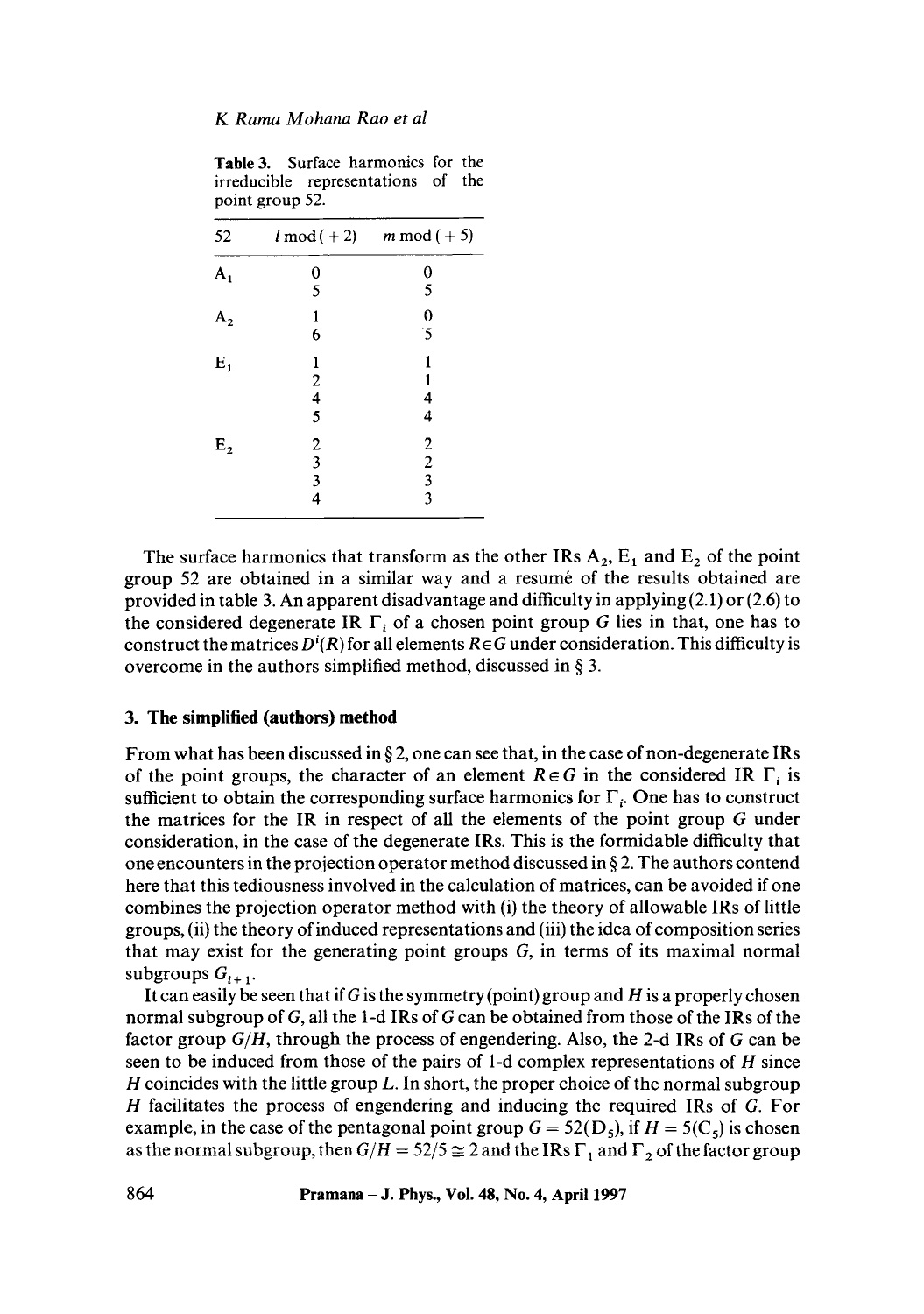**Table 3.** Surface harmonics for the irreducible representations of the point group 52.

| 52 | $l \bmod (+2)$ | $m \bmod (+5)$ |
|---|---|---|
| $A_1$ | 0 | 0 |
| | 5 | 5 |
| $A_2$ | 1 | 0 |
| | 6 | 5 |
| $E_1$ | 1 | 1 |
| | 2 | 1 |
| | 4 | 4 |
| | 5 | 4 |
| $E_2$ | 2 | 2 |
| | 3 | 2 |
| | 3 | 3 |
| | 4 | 3 |

The surface harmonics that transform as the other IRs $A_2$, $E_1$ and $E_2$ of the point group 52 are obtained in a similar way and a resumé of the results obtained are provided in table 3. An apparent disadvantage and difficulty in applying (2.1) or (2.6) to the considered degenerate IR $\Gamma_i$ of a chosen point group $G$ lies in that, one has to construct the matrices $D^i(R)$ for all elements $R \in G$ under consideration. This difficulty is overcome in the authors simplified method, discussed in § 3.

## 3. The simplified (authors) method

From what has been discussed in § 2, one can see that, in the case of non-degenerate IRs of the point groups, the character of an element $R \in G$ in the considered IR $\Gamma_i$ is sufficient to obtain the corresponding surface harmonics for $\Gamma_i$. One has to construct the matrices for the IR in respect of all the elements of the point group $G$ under consideration, in the case of the degenerate IRs. This is the formidable difficulty that one encounters in the projection operator method discussed in § 2. The authors contend here that this tediousness involved in the calculation of matrices, can be avoided if one combines the projection operator method with (i) the theory of allowable IRs of little groups, (ii) the theory of induced representations and (iii) the idea of composition series that may exist for the generating point groups $G$, in terms of its maximal normal subgroups $G_{i+1}$.

It can easily be seen that if $G$ is the symmetry (point) group and $H$ is a properly chosen normal subgroup of $G$, all the 1-d IRs of $G$ can be obtained from those of the IRs of the factor group $G/H$, through the process of engendering. Also, the 2-d IRs of $G$ can be seen to be induced from those of the pairs of 1-d complex representations of $H$ since $H$ coincides with the little group $L$. In short, the proper choice of the normal subgroup $H$ facilitates the process of engendering and inducing the required IRs of $G$. For example, in the case of the pentagonal point group $G = 52(D_5)$, if $H = 5(C_5)$ is chosen as the normal subgroup, then $G/H = 52/5 \cong 2$ and the IRs $\Gamma_1$ and $\Gamma_2$ of the factor group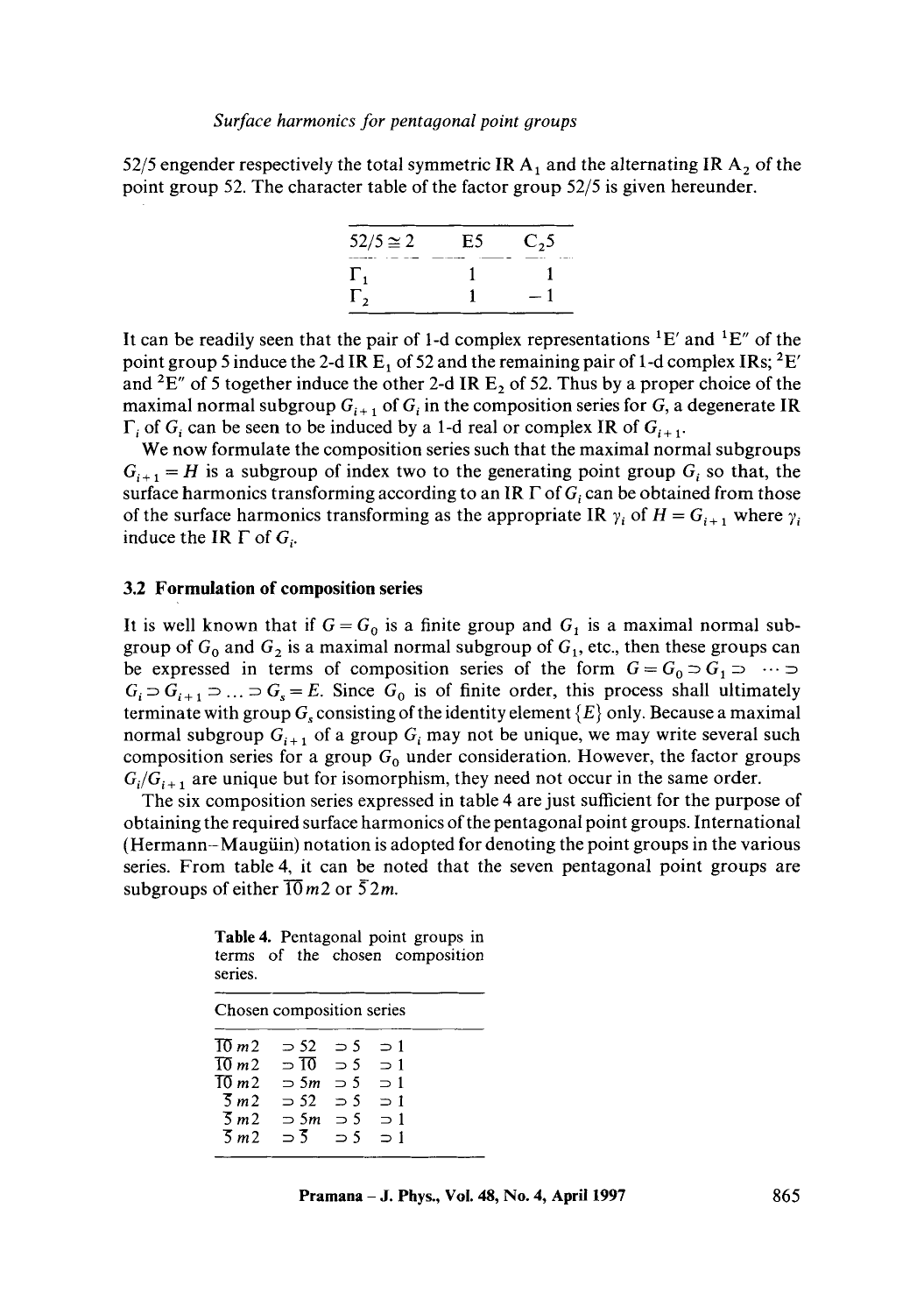52/5 engender respectively the total symmetric IR $A_1$ and the alternating IR $A_2$ of the point group 52. The character table of the factor group 52/5 is given hereunder.

| $52/5 \cong 2$ | E5 | $C_2 5$ |
|---|---|---|
| $\Gamma_1$ | 1 | 1 |
| $\Gamma_2$ | 1 | $-1$ |

It can be readily seen that the pair of 1-d complex representations ${}^1E'$ and ${}^1E''$ of the point group 5 induce the 2-d IR $E_1$ of 52 and the remaining pair of 1-d complex IRs; ${}^2E'$ and ${}^2E''$ of 5 together induce the other 2-d IR $E_2$ of 52. Thus by a proper choice of the maximal normal subgroup $G_{i+1}$ of $G_i$ in the composition series for $G$, a degenerate IR $\Gamma_i$ of $G_i$ can be seen to be induced by a 1-d real or complex IR of $G_{i+1}$.

We now formulate the composition series such that the maximal normal subgroups $G_{i+1} = H$ is a subgroup of index two to the generating point group $G_i$ so that, the surface harmonics transforming according to an IR $\Gamma$ of $G_i$ can be obtained from those of the surface harmonics transforming as the appropriate IR $\gamma_i$ of $H = G_{i+1}$ where $\gamma_i$ induce the IR $\Gamma$ of $G_i$.

### 3.2 Formulation of composition series

It is well known that if $G = G_0$ is a finite group and $G_1$ is a maximal normal subgroup of $G_0$ and $G_2$ is a maximal normal subgroup of $G_1$, etc., then these groups can be expressed in terms of composition series of the form $G = G_0 \supset G_1 \supset \cdots \supset G_i \supset G_{i+1} \supset \ldots \supset G_s = E$. Since $G_0$ is of finite order, this process shall ultimately terminate with group $G_s$ consisting of the identity element $\{E\}$ only. Because a maximal normal subgroup $G_{i+1}$ of a group $G_i$ may not be unique, we may write several such composition series for a group $G_0$ under consideration. However, the factor groups $G_i/G_{i+1}$ are unique but for isomorphism, they need not occur in the same order.

The six composition series expressed in table 4 are just sufficient for the purpose of obtaining the required surface harmonics of the pentagonal point groups. International (Hermann–Mauguin) notation is adopted for denoting the point groups in the various series. From table 4, it can be noted that the seven pentagonal point groups are subgroups of either $\overline{10}m2$ or $\bar{5}2m$.

**Table 4.** Pentagonal point groups in terms of the chosen composition series.

| Chosen composition series | | | |
|---|---|---|---|
| $\overline{10}\,m2$ | $\supset 52$ | $\supset 5$ | $\supset 1$ |
| $\overline{10}\,m2$ | $\supset \overline{10}$ | $\supset 5$ | $\supset 1$ |
| $\overline{10}\,m2$ | $\supset 5m$ | $\supset 5$ | $\supset 1$ |
| $\bar{5}\,m2$ | $\supset 52$ | $\supset 5$ | $\supset 1$ |
| $\bar{5}\,m2$ | $\supset 5m$ | $\supset 5$ | $\supset 1$ |
| $\bar{5}\,m2$ | $\supset \bar{5}$ | $\supset 5$ | $\supset 1$ |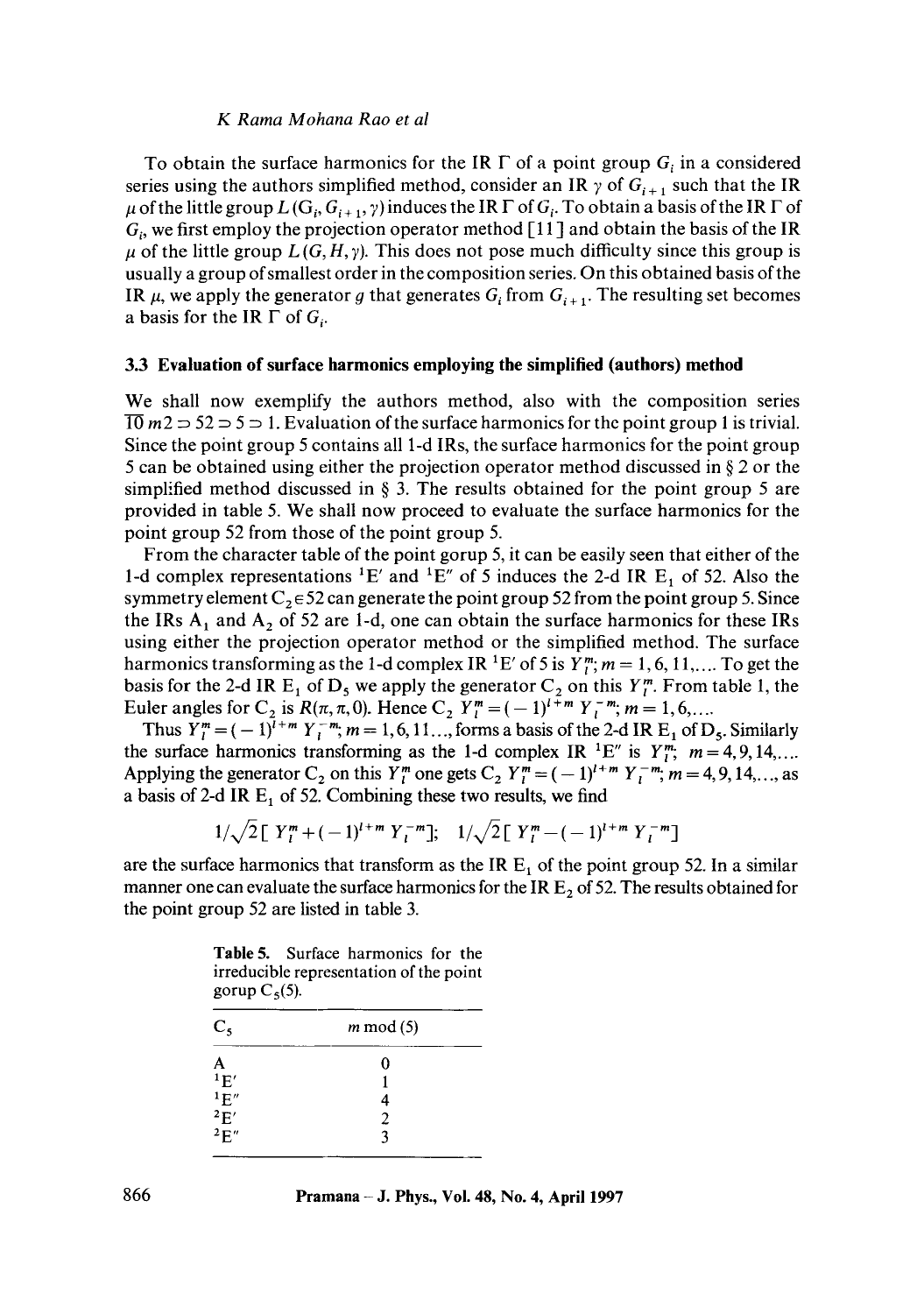To obtain the surface harmonics for the IR $\Gamma$ of a point group $G_i$ in a considered series using the authors simplified method, consider an IR $\gamma$ of $G_{i+1}$ such that the IR $\mu$ of the little group $L(G_i, G_{i+1}, \gamma)$ induces the IR $\Gamma$ of $G_i$. To obtain a basis of the IR $\Gamma$ of $G_i$, we first employ the projection operator method [11] and obtain the basis of the IR $\mu$ of the little group $L(G, H, \gamma)$. This does not pose much difficulty since this group is usually a group of smallest order in the composition series. On this obtained basis of the IR $\mu$, we apply the generator $g$ that generates $G_i$ from $G_{i+1}$. The resulting set becomes a basis for the IR $\Gamma$ of $G_i$.

### 3.3 Evaluation of surface harmonics employing the simplified (authors) method

We shall now exemplify the authors method, also with the composition series $\overline{10}\,m2 \supset 52 \supset 5 \supset 1$. Evaluation of the surface harmonics for the point group 1 is trivial. Since the point group 5 contains all 1-d IRs, the surface harmonics for the point group 5 can be obtained using either the projection operator method discussed in § 2 or the simplified method discussed in § 3. The results obtained for the point group 5 are provided in table 5. We shall now proceed to evaluate the surface harmonics for the point group 52 from those of the point group 5.

From the character table of the point gorup 5, it can be easily seen that either of the 1-d complex representations ${}^1\mathrm{E}'$ and ${}^1\mathrm{E}''$ of 5 induces the 2-d IR $\mathrm{E}_1$ of 52. Also the symmetry element $\mathrm{C}_2 \in 52$ can generate the point group 52 from the point group 5. Since the IRs $\mathrm{A}_1$ and $\mathrm{A}_2$ of 52 are 1-d, one can obtain the surface harmonics for these IRs using either the projection operator method or the simplified method. The surface harmonics transforming as the 1-d complex IR ${}^1\mathrm{E}'$ of 5 is $Y_l^m$; $m = 1, 6, 11, \ldots$. To get the basis for the 2-d IR $\mathrm{E}_1$ of $\mathrm{D}_5$ we apply the generator $\mathrm{C}_2$ on this $Y_l^m$. From table 1, the Euler angles for $\mathrm{C}_2$ is $R(\pi, \pi, 0)$. Hence $\mathrm{C}_2\, Y_l^m = (-1)^{l+m}\, Y_l^{-m}$; $m = 1, 6, \ldots$.

Thus $Y_l^m = (-1)^{l+m}\, Y_l^{-m}$; $m = 1, 6, 11 \ldots$, forms a basis of the 2-d IR $\mathrm{E}_1$ of $\mathrm{D}_5$. Similarly the surface harmonics transforming as the 1-d complex IR ${}^1\mathrm{E}''$ is $Y_l^m$; $m = 4, 9, 14, \ldots$. Applying the generator $\mathrm{C}_2$ on this $Y_l^m$ one gets $\mathrm{C}_2\, Y_l^m = (-1)^{l+m}\, Y_l^{-m}$; $m = 4, 9, 14, \ldots$, as a basis of 2-d IR $\mathrm{E}_1$ of 52. Combining these two results, we find

$$1/\sqrt{2}\,[\,Y_l^m + (-1)^{l+m}\, Y_l^{-m}]; \quad 1/\sqrt{2}\,[\,Y_l^m - (-1)^{l+m}\, Y_l^{-m}]$$

are the surface harmonics that transform as the IR $\mathrm{E}_1$ of the point group 52. In a similar manner one can evaluate the surface harmonics for the IR $\mathrm{E}_2$ of 52. The results obtained for the point group 52 are listed in table 3.

**Table 5.** Surface harmonics for the irreducible representation of the point gorup $\mathrm{C}_5(5)$.

| $\mathrm{C}_5$ | $m \bmod (5)$ |
|---|---|
| A | 0 |
| ${}^1\mathrm{E}'$ | 1 |
| ${}^1\mathrm{E}''$ | 4 |
| ${}^2\mathrm{E}'$ | 2 |
| ${}^2\mathrm{E}''$ | 3 |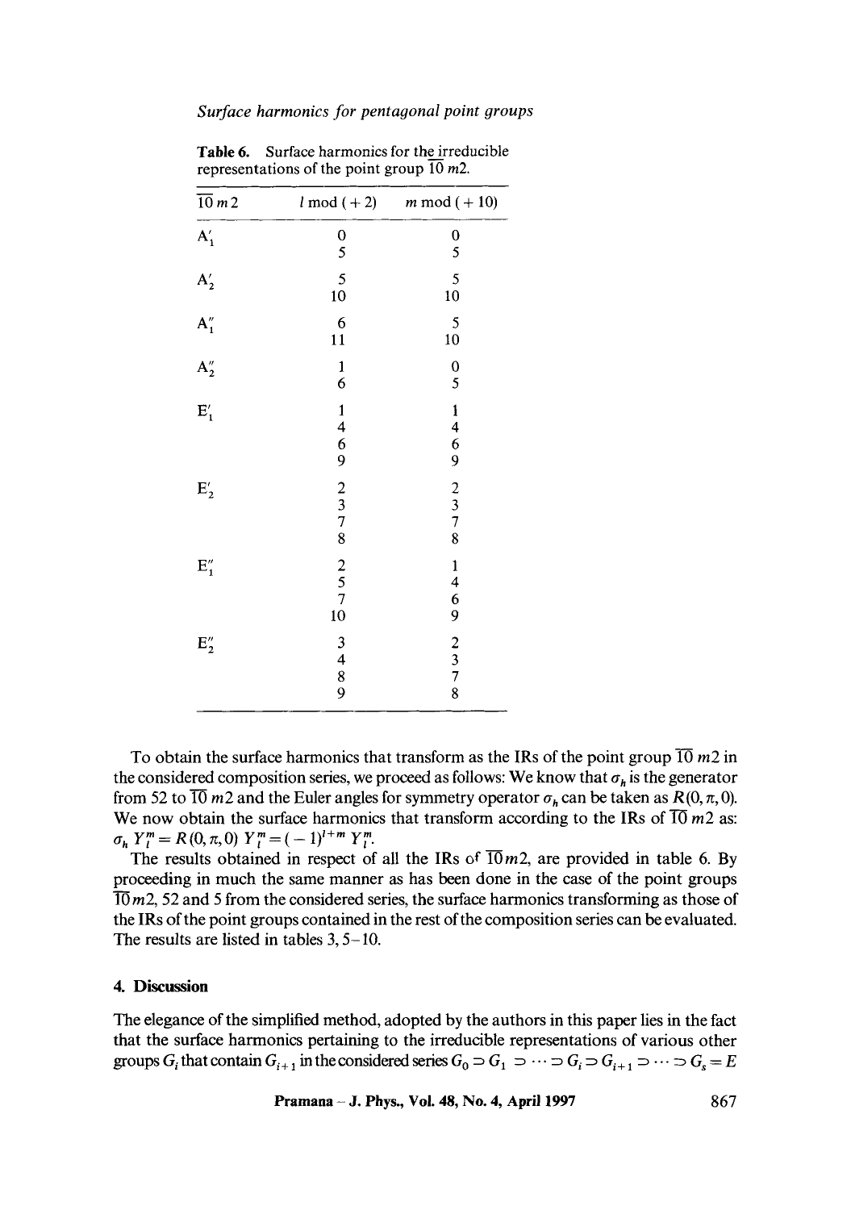**Table 6.** Surface harmonics for the irreducible representations of the point group $\overline{10}\,m2$.

| $\overline{10}\,m2$ | $l$ mod $(+2)$ | $m$ mod $(+10)$ |
|---|---|---|
| $A_1'$ | 0 | 0 |
| | 5 | 5 |
| $A_2'$ | 5 | 5 |
| | 10 | 10 |
| $A_1''$ | 6 | 5 |
| | 11 | 10 |
| $A_2''$ | 1 | 0 |
| | 6 | 5 |
| $E_1'$ | 1 | 1 |
| | 4 | 4 |
| | 6 | 6 |
| | 9 | 9 |
| $E_2'$ | 2 | 2 |
| | 3 | 3 |
| | 7 | 7 |
| | 8 | 8 |
| $E_1''$ | 2 | 1 |
| | 5 | 4 |
| | 7 | 6 |
| | 10 | 9 |
| $E_2''$ | 3 | 2 |
| | 4 | 3 |
| | 8 | 7 |
| | 9 | 8 |

To obtain the surface harmonics that transform as the IRs of the point group $\overline{10}\,m2$ in the considered composition series, we proceed as follows: We know that $\sigma_h$ is the generator from 52 to $\overline{10}\,m2$ and the Euler angles for symmetry operator $\sigma_h$ can be taken as $R(0, \pi, 0)$. We now obtain the surface harmonics that transform according to the IRs of $\overline{10}\,m2$ as: $\sigma_h\, Y_l^m = R(0, \pi, 0)\, Y_l^m = (-1)^{l+m}\, Y_l^m$.

The results obtained in respect of all the IRs of $\overline{10}m2$, are provided in table 6. By proceeding in much the same manner as has been done in the case of the point groups $\overline{10}m2$, 52 and 5 from the considered series, the surface harmonics transforming as those of the IRs of the point groups contained in the rest of the composition series can be evaluated. The results are listed in tables 3, 5–10.

## 4. Discussion

The elegance of the simplified method, adopted by the authors in this paper lies in the fact that the surface harmonics pertaining to the irreducible representations of various other groups $G_i$ that contain $G_{i+1}$ in the considered series $G_0 \supset G_1 \supset \cdots \supset G_i \supset G_{i+1} \supset \cdots \supset G_s = E$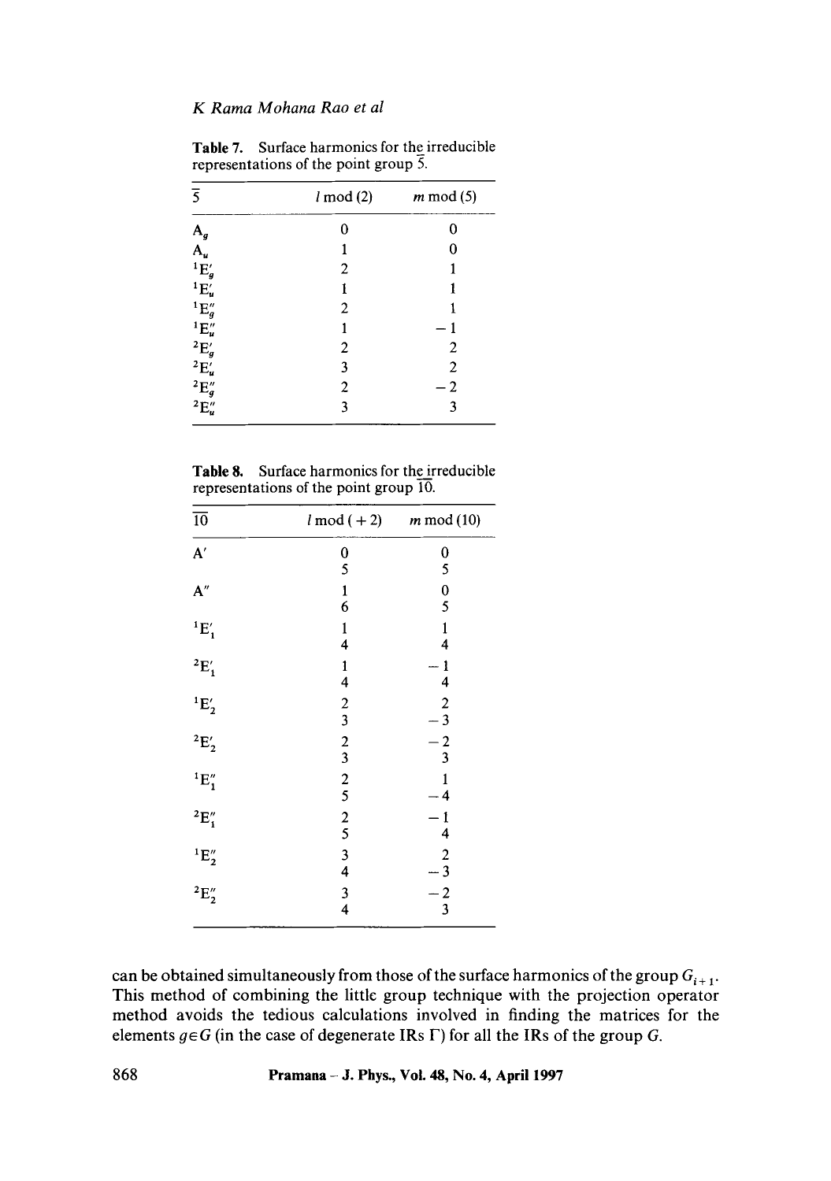**Table 7.** Surface harmonics for the irreducible representations of the point group $\bar{5}$.

| $\bar{5}$ | $l$ mod (2) | $m$ mod (5) |
|---|---|---|
| $A_g$ | 0 | 0 |
| $A_u$ | 1 | 0 |
| ${}^1E'_g$ | 2 | 1 |
| ${}^1E'_u$ | 1 | 1 |
| ${}^1E''_g$ | 2 | 1 |
| ${}^1E''_u$ | 1 | $-1$ |
| ${}^2E'_g$ | 2 | 2 |
| ${}^2E'_u$ | 3 | 2 |
| ${}^2E''_g$ | 2 | $-2$ |
| ${}^2E''_u$ | 3 | 3 |

**Table 8.** Surface harmonics for the irreducible representations of the point group $\overline{10}$.

| $\overline{10}$ | $l$ mod (+2) | $m$ mod (10) |
|---|---|---|
| $A'$ | 0 | 0 |
| | 5 | 5 |
| $A''$ | 1 | 0 |
| | 6 | 5 |
| ${}^1E'_1$ | 1 | 1 |
| | 4 | 4 |
| ${}^2E'_1$ | 1 | $-1$ |
| | 4 | 4 |
| ${}^1E'_2$ | 2 | 2 |
| | 3 | $-3$ |
| ${}^2E'_2$ | 2 | $-2$ |
| | 3 | 3 |
| ${}^1E''_1$ | 2 | 1 |
| | 5 | $-4$ |
| ${}^2E''_1$ | 2 | $-1$ |
| | 5 | 4 |
| ${}^1E''_2$ | 3 | 2 |
| | 4 | $-3$ |
| ${}^2E''_2$ | 3 | $-2$ |
| | 4 | 3 |

can be obtained simultaneously from those of the surface harmonics of the group $G_{i+1}$. This method of combining the little group technique with the projection operator method avoids the tedious calculations involved in finding the matrices for the elements $g \in G$ (in the case of degenerate IRs $\Gamma$) for all the IRs of the group $G$.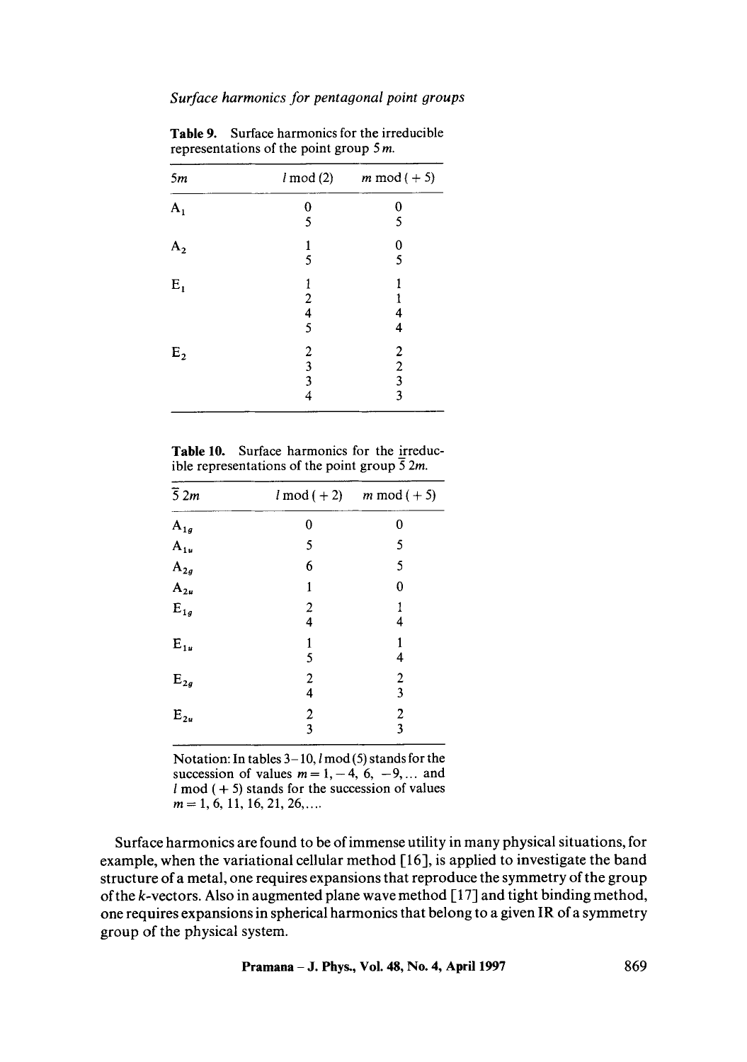**Table 9.** Surface harmonics for the irreducible representations of the point group $5m$.

| $5m$ | $l \bmod (2)$ | $m \bmod (+5)$ |
|---|---|---|
| $A_1$ | 0 | 0 |
| | 5 | 5 |
| $A_2$ | 1 | 0 |
| | 5 | 5 |
| $E_1$ | 1 | 1 |
| | 2 | 1 |
| | 4 | 4 |
| | 5 | 4 |
| $E_2$ | 2 | 2 |
| | 3 | 2 |
| | 3 | 3 |
| | 4 | 3 |

**Table 10.** Surface harmonics for the irreducible representations of the point group $\bar{5}\,2m$.

| $\bar{5}\,2m$ | $l \bmod (+2)$ | $m \bmod (+5)$ |
|---|---|---|
| $A_{1g}$ | 0 | 0 |
| $A_{1u}$ | 5 | 5 |
| $A_{2g}$ | 6 | 5 |
| $A_{2u}$ | 1 | 0 |
| $E_{1g}$ | 2 | 1 |
| | 4 | 4 |
| $E_{1u}$ | 1 | 1 |
| | 5 | 4 |
| $E_{2g}$ | 2 | 2 |
| | 4 | 3 |
| $E_{2u}$ | 2 | 2 |
| | 3 | 3 |

Notation: In tables 3–10, $l \bmod (5)$ stands for the succession of values $m = 1, -4, 6, -9, \ldots$ and $l \bmod (+5)$ stands for the succession of values $m = 1, 6, 11, 16, 21, 26, \ldots$.

Surface harmonics are found to be of immense utility in many physical situations, for example, when the variational cellular method [16], is applied to investigate the band structure of a metal, one requires expansions that reproduce the symmetry of the group of the $k$-vectors. Also in augmented plane wave method [17] and tight binding method, one requires expansions in spherical harmonics that belong to a given IR of a symmetry group of the physical system.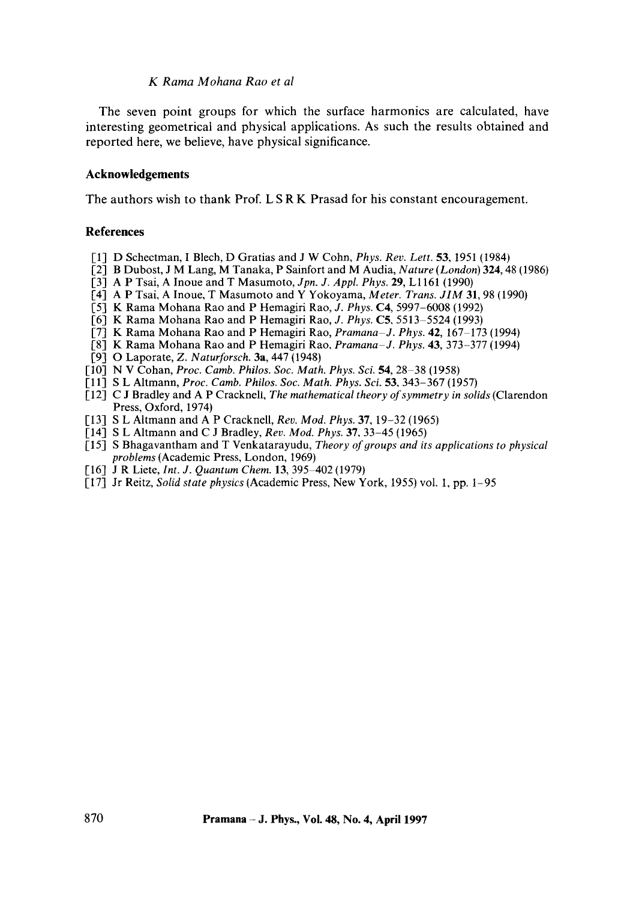The seven point groups for which the surface harmonics are calculated, have interesting geometrical and physical applications. As such the results obtained and reported here, we believe, have physical significance.

## Acknowledgements

The authors wish to thank Prof. L S R K Prasad for his constant encouragement.

## References

[1] D Schectman, I Blech, D Gratias and J W Cohn, *Phys. Rev. Lett.* **53**, 1951 (1984)
[2] B Dubost, J M Lang, M Tanaka, P Sainfort and M Audia, *Nature (London)* **324**, 48 (1986)
[3] A P Tsai, A Inoue and T Masumoto, *Jpn. J. Appl. Phys.* **29**, L1161 (1990)
[4] A P Tsai, A Inoue, T Masumoto and Y Yokoyama, *Meter. Trans. JIM* **31**, 98 (1990)
[5] K Rama Mohana Rao and P Hemagiri Rao, *J. Phys.* **C4**, 5997–6008 (1992)
[6] K Rama Mohana Rao and P Hemagiri Rao, *J. Phys.* **C5**, 5513–5524 (1993)
[7] K Rama Mohana Rao and P Hemagiri Rao, *Pramana–J. Phys.* **42**, 167–173 (1994)
[8] K Rama Mohana Rao and P Hemagiri Rao, *Pramana–J. Phys.* **43**, 373–377 (1994)
[9] O Laporate, *Z. Naturforsch.* **3a**, 447 (1948)
[10] N V Cohan, *Proc. Camb. Philos. Soc. Math. Phys. Sci.* **54**, 28–38 (1958)
[11] S L Altmann, *Proc. Camb. Philos. Soc. Math. Phys. Sci.* **53**, 343–367 (1957)
[12] C J Bradley and A P Cracknell, *The mathematical theory of symmetry in solids* (Clarendon Press, Oxford, 1974)
[13] S L Altmann and A P Cracknell, *Rev. Mod. Phys.* **37**, 19–32 (1965)
[14] S L Altmann and C J Bradley, *Rev. Mod. Phys.* **37**, 33–45 (1965)
[15] S Bhagavantham and T Venkatarayudu, *Theory of groups and its applications to physical problems* (Academic Press, London, 1969)
[16] J R Liete, *Int. J. Quantum Chem.* **13**, 395–402 (1979)
[17] Jr Reitz, *Solid state physics* (Academic Press, New York, 1955) vol. 1, pp. 1–95